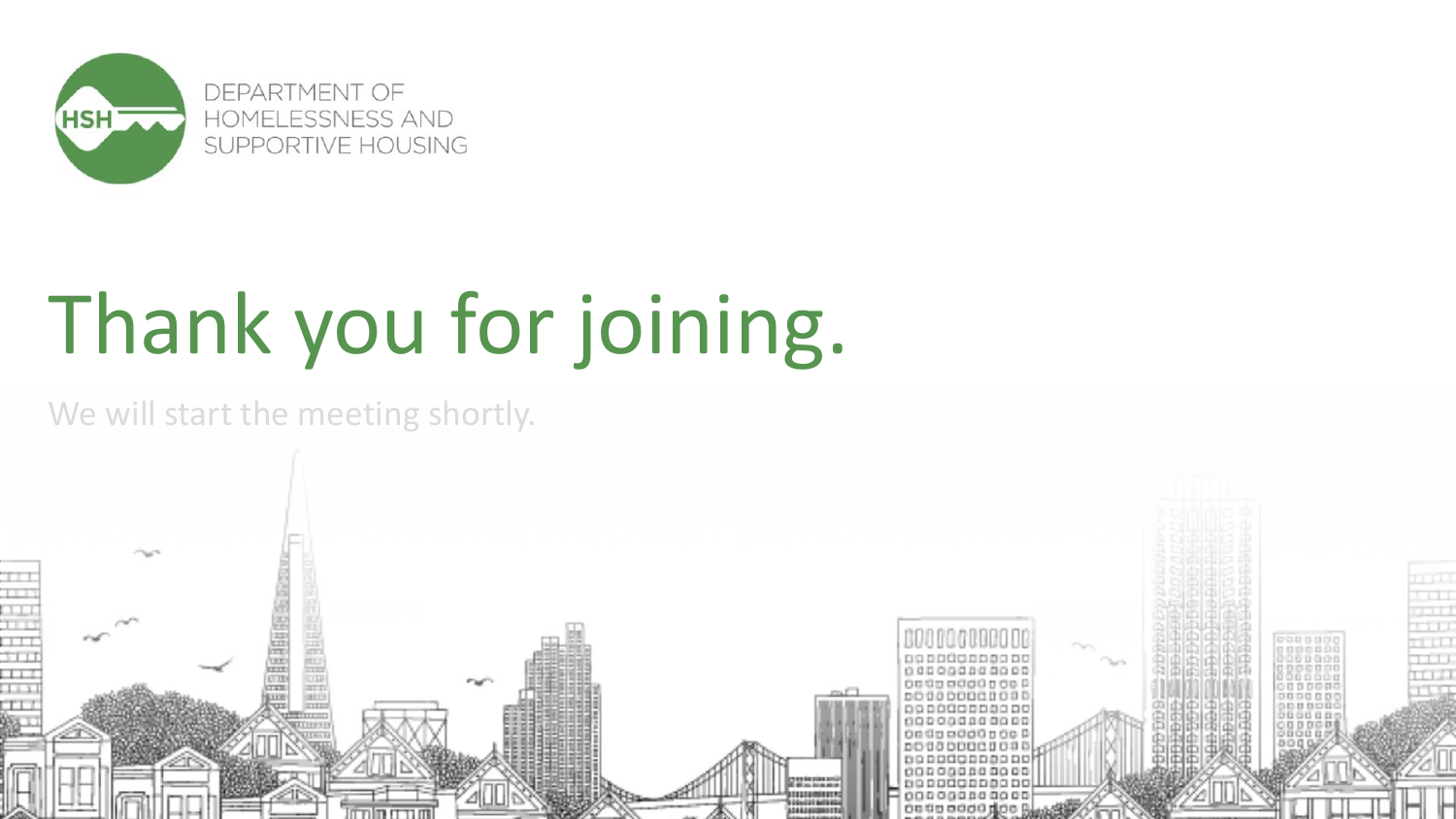DEPARTMENT OF HOMELESSNESS AND SUPPORTIVE HOUSING

# Thank you for joining.

We will start the meeting shortly.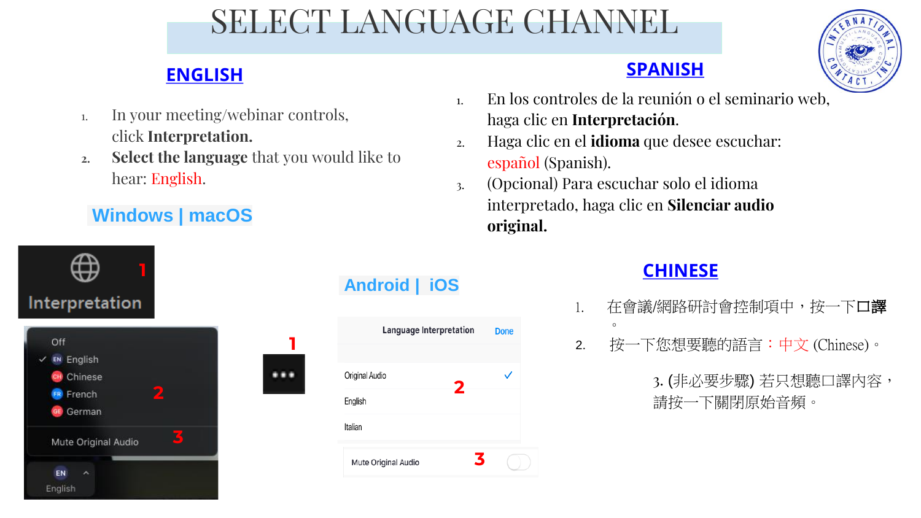# SELECT LANGUAGE CHANNEL

## ENGLISH

1. In your meeting/webinar controls, click **Interpretation.**
2. **Select the language** that you would like to hear: English.

### Windows | macOS

Interpretation 1

Off
English
Chinese
French 2
German

Mute Original Audio 3

EN English

### Android | iOS

1

Language Interpretation Done

Original Audio
English 2
Italian

Mute Original Audio 3

## SPANISH

1. En los controles de la reunión o el seminario web, haga clic en **Interpretación**.
2. Haga clic en el **idioma** que desee escuchar: español (Spanish).
3. (Opcional) Para escuchar solo el idioma interpretado, haga clic en **Silenciar audio original.**

## CHINESE

1. 在會議/網路研討會控制項中，按一下**口譯**。
2. 按一下您想要聽的語言：中文 (Chinese)。

3. (非必要步驟) 若只想聽口譯內容，請按一下關閉原始音頻。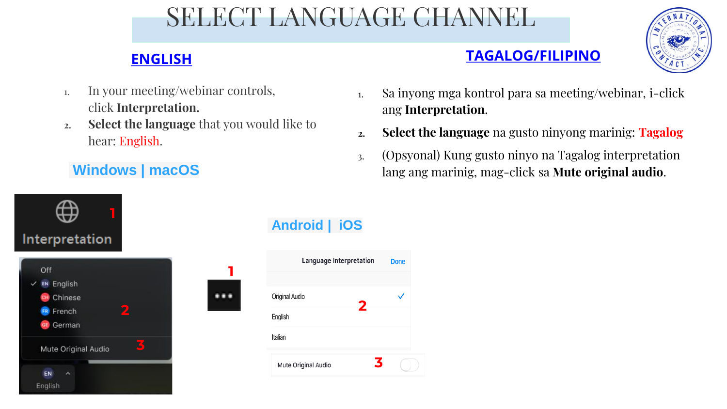# SELECT LANGUAGE CHANNEL

## ENGLISH

1. In your meeting/webinar controls, click **Interpretation.**
2. **Select the language** that you would like to hear: English.

### Windows | macOS

## TAGALOG/FILIPINO

1. Sa inyong mga kontrol para sa meeting/webinar, i-click ang **Interpretation**.
2. **Select the language** na gusto ninyong marinig: **Tagalog**
3. (Opsyonal) Kung gusto ninyo na Tagalog interpretation lang ang marinig, mag-click sa **Mute original audio**.

### Android | iOS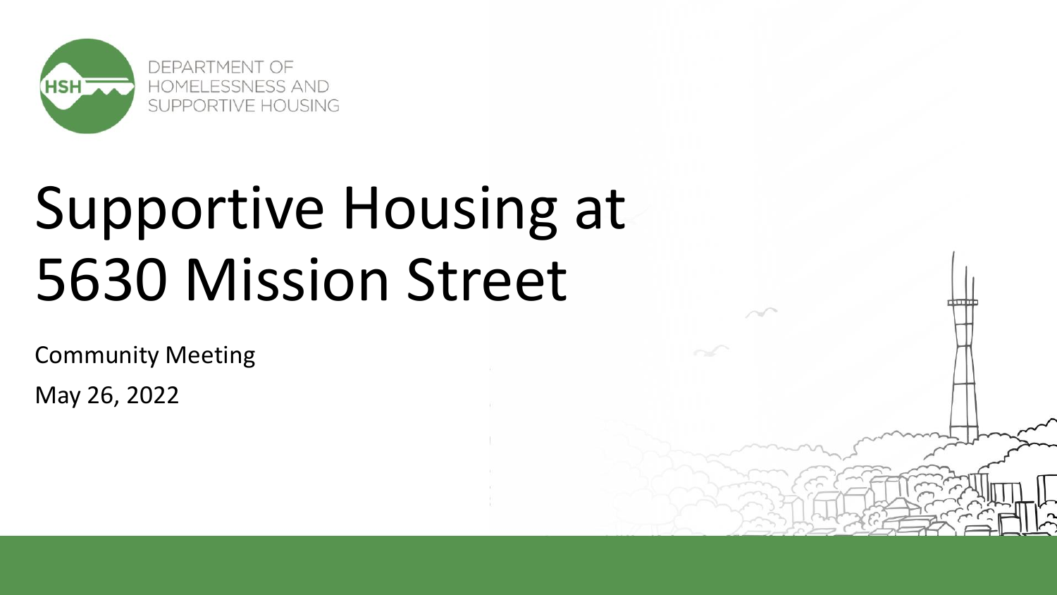DEPARTMENT OF HOMELESSNESS AND SUPPORTIVE HOUSING

# Supportive Housing at 5630 Mission Street

Community Meeting

May 26, 2022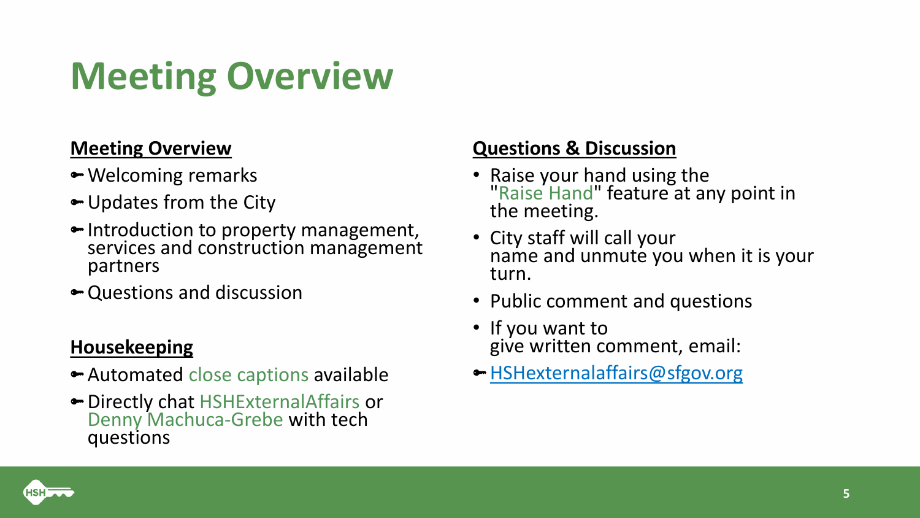# Meeting Overview

**Meeting Overview**

- Welcoming remarks
- Updates from the City
- Introduction to property management, services and construction management partners
- Questions and discussion

**Housekeeping**

- Automated close captions available
- Directly chat HSHExternalAffairs or Denny Machuca-Grebe with tech questions

**Questions & Discussion**

- Raise your hand using the "Raise Hand" feature at any point in the meeting.
- City staff will call your name and unmute you when it is your turn.
- Public comment and questions
- If you want to give written comment, email:
- HSHexternalaffairs@sfgov.org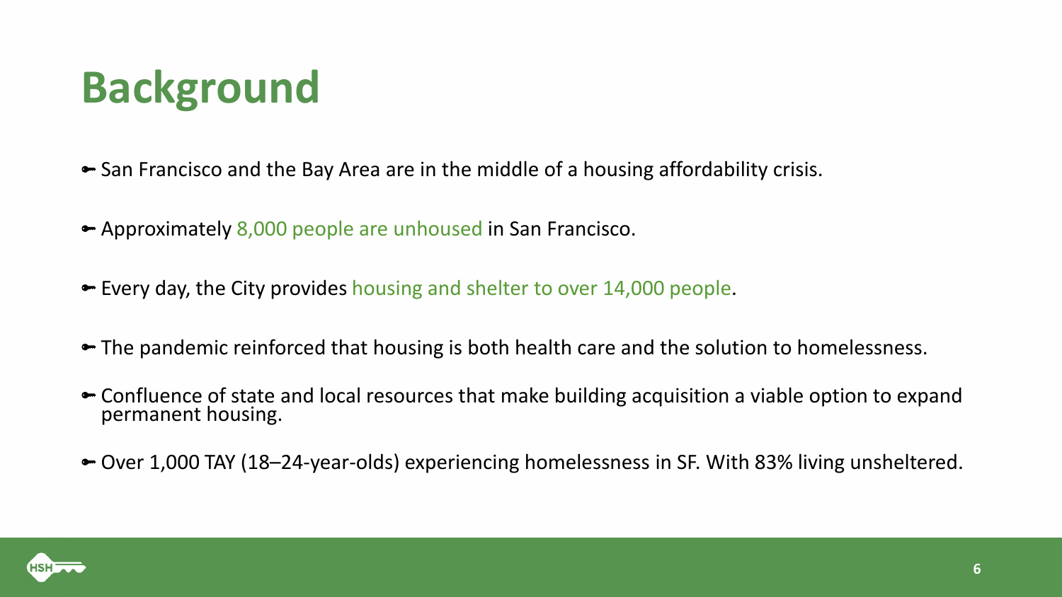# Background

- San Francisco and the Bay Area are in the middle of a housing affordability crisis.
- Approximately 8,000 people are unhoused in San Francisco.
- Every day, the City provides housing and shelter to over 14,000 people.
- The pandemic reinforced that housing is both health care and the solution to homelessness.
- Confluence of state and local resources that make building acquisition a viable option to expand permanent housing.
- Over 1,000 TAY (18–24-year-olds) experiencing homelessness in SF. With 83% living unsheltered.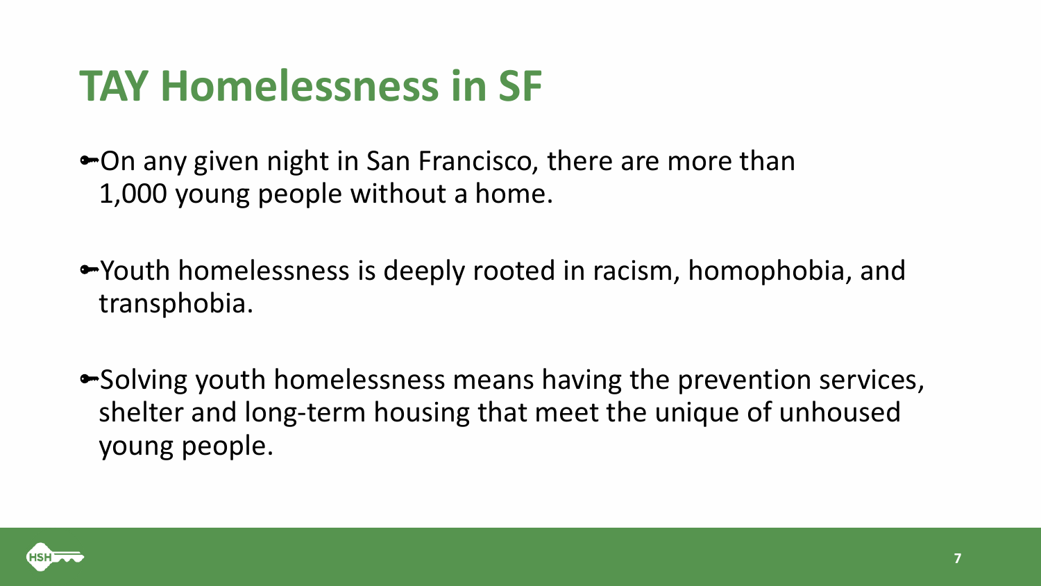# TAY Homelessness in SF

- On any given night in San Francisco, there are more than 1,000 young people without a home.

- Youth homelessness is deeply rooted in racism, homophobia, and transphobia.

- Solving youth homelessness means having the prevention services, shelter and long-term housing that meet the unique of unhoused young people.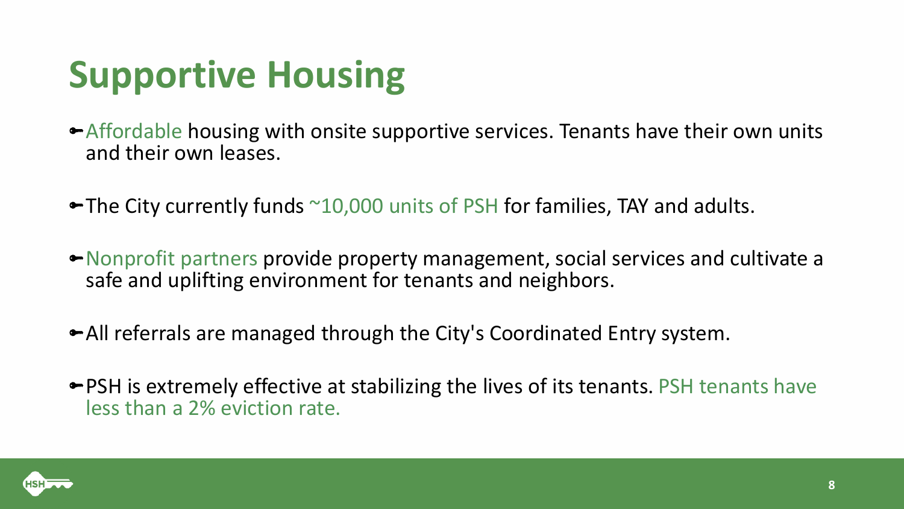# Supportive Housing

- Affordable housing with onsite supportive services. Tenants have their own units and their own leases.
- The City currently funds ~10,000 units of PSH for families, TAY and adults.
- Nonprofit partners provide property management, social services and cultivate a safe and uplifting environment for tenants and neighbors.
- All referrals are managed through the City's Coordinated Entry system.
- PSH is extremely effective at stabilizing the lives of its tenants. PSH tenants have less than a 2% eviction rate.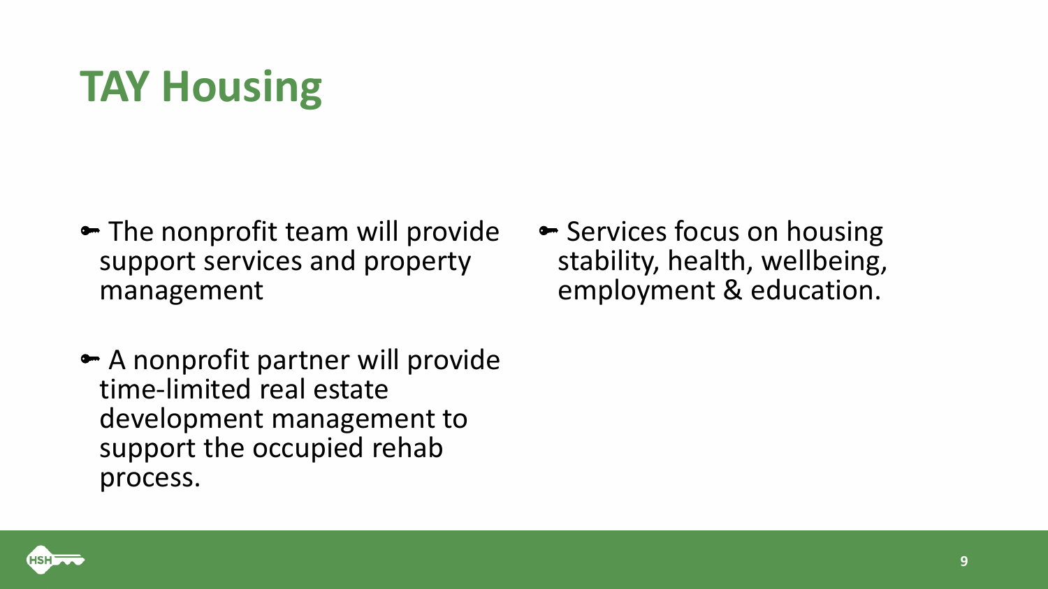# TAY Housing

- The nonprofit team will provide support services and property management
- A nonprofit partner will provide time-limited real estate development management to support the occupied rehab process.
- Services focus on housing stability, health, wellbeing, employment & education.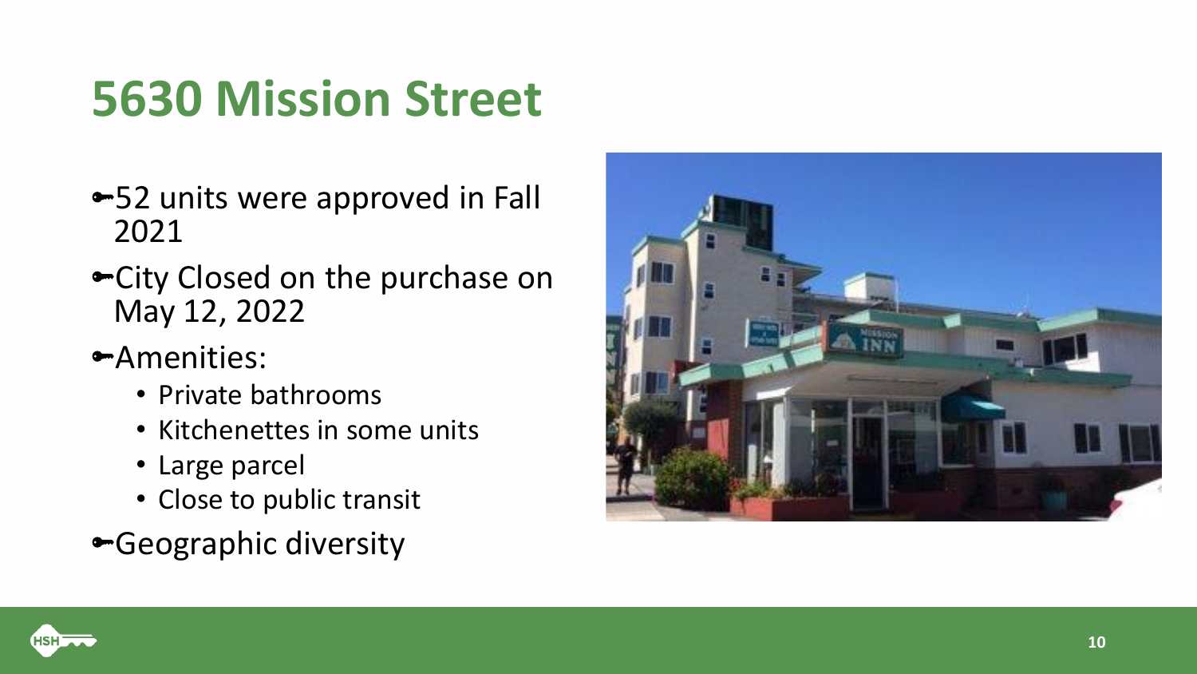# 5630 Mission Street

- 52 units were approved in Fall 2021
- City Closed on the purchase on May 12, 2022
- Amenities:
  - Private bathrooms
  - Kitchenettes in some units
  - Large parcel
  - Close to public transit
- Geographic diversity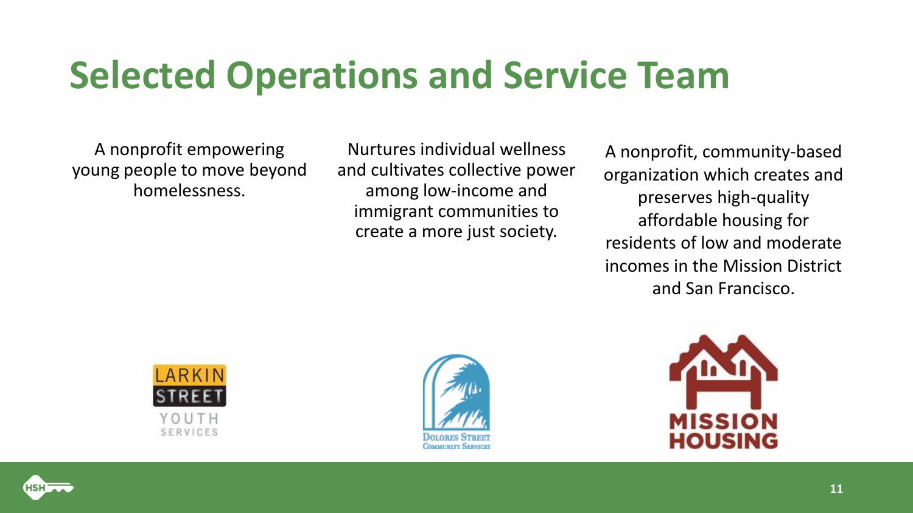# Selected Operations and Service Team

A nonprofit empowering young people to move beyond homelessness.

Nurtures individual wellness and cultivates collective power among low-income and immigrant communities to create a more just society.

A nonprofit, community-based organization which creates and preserves high-quality affordable housing for residents of low and moderate incomes in the Mission District and San Francisco.

LARKIN STREET YOUTH SERVICES

DOLORES STREET COMMUNITY SERVICES

MISSION HOUSING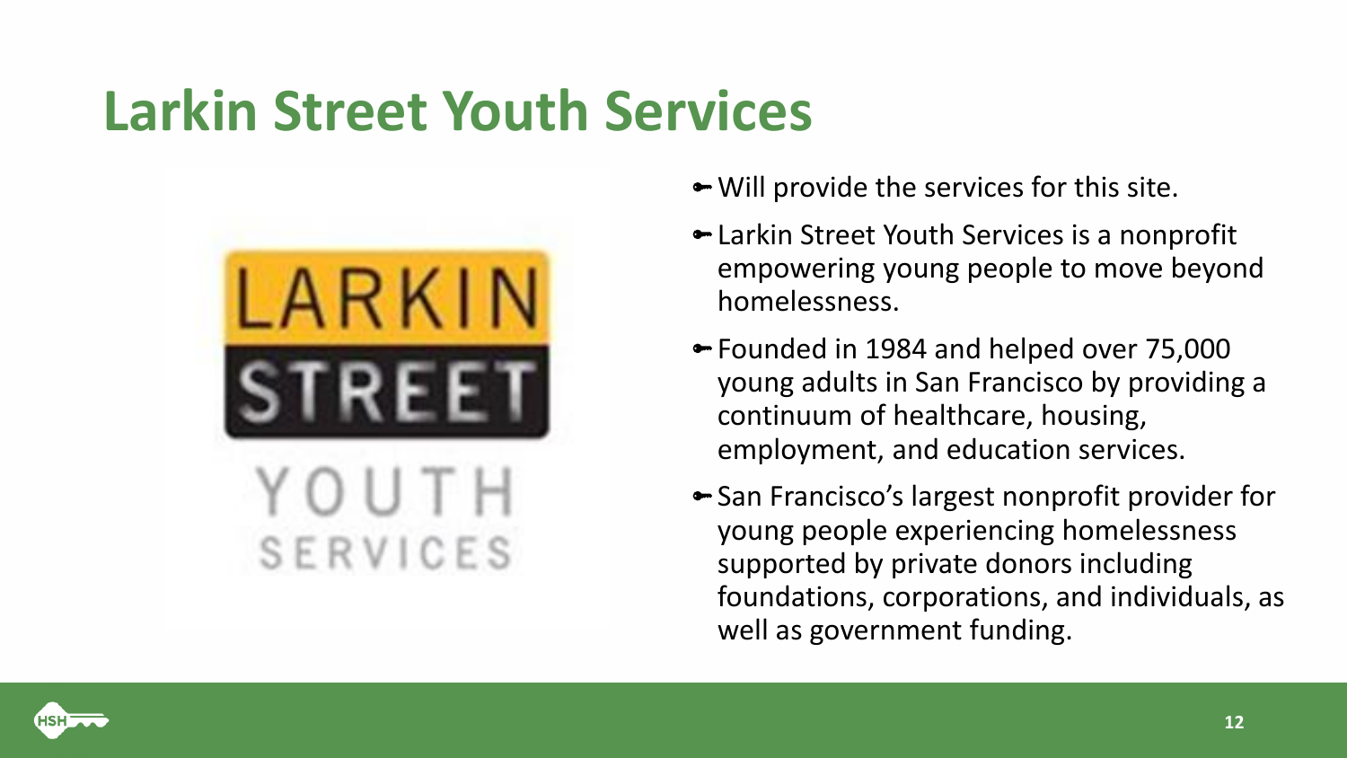# Larkin Street Youth Services

- Will provide the services for this site.
- Larkin Street Youth Services is a nonprofit empowering young people to move beyond homelessness.
- Founded in 1984 and helped over 75,000 young adults in San Francisco by providing a continuum of healthcare, housing, employment, and education services.
- San Francisco's largest nonprofit provider for young people experiencing homelessness supported by private donors including foundations, corporations, and individuals, as well as government funding.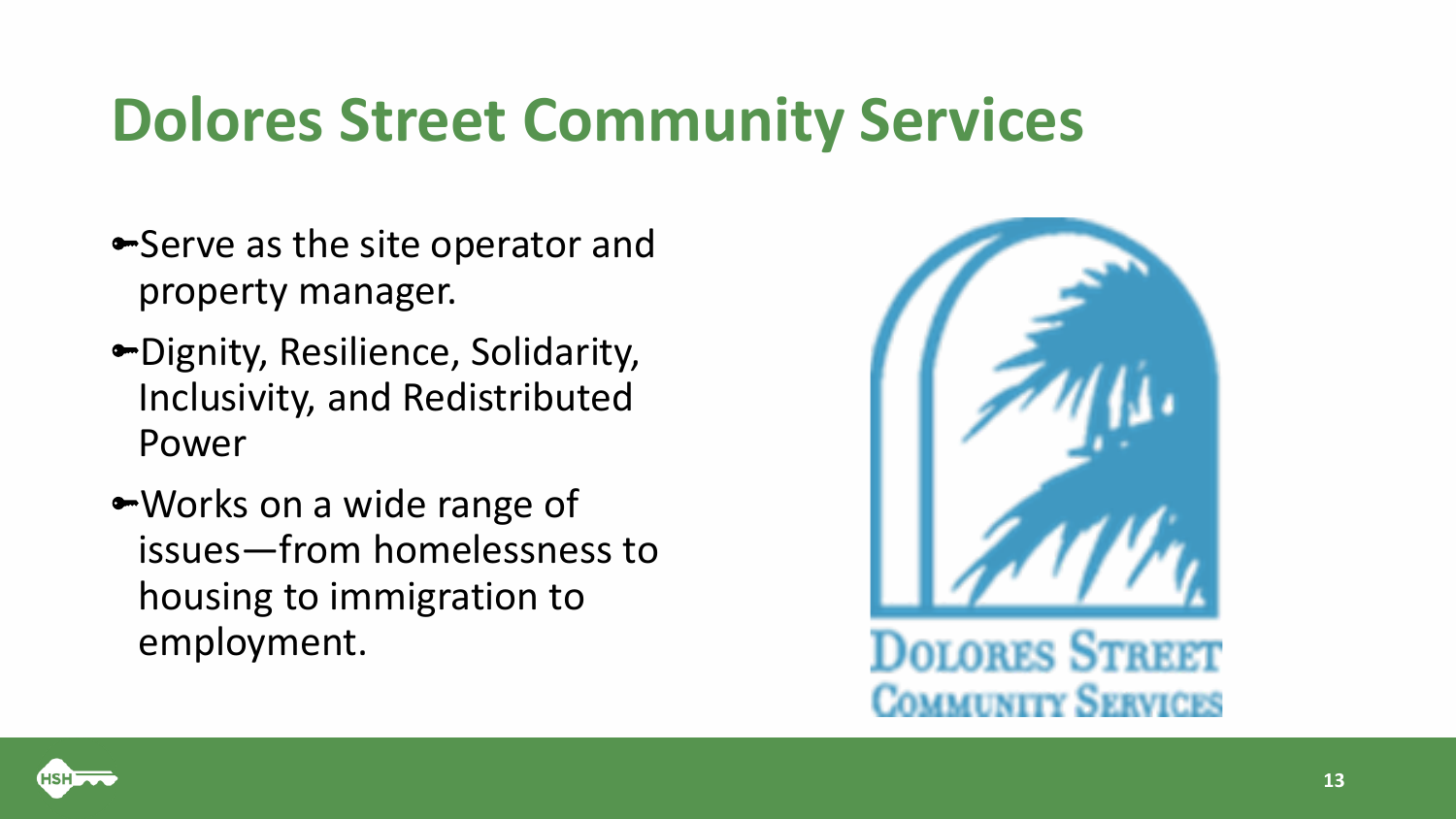# Dolores Street Community Services

- Serve as the site operator and property manager.
- Dignity, Resilience, Solidarity, Inclusivity, and Redistributed Power
- Works on a wide range of issues—from homelessness to housing to immigration to employment.

Dolores Street Community Services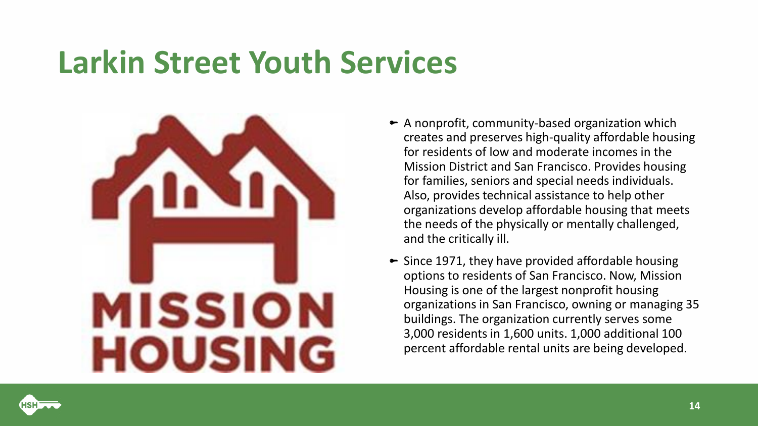# Larkin Street Youth Services

MISSION HOUSING

- A nonprofit, community-based organization which creates and preserves high-quality affordable housing for residents of low and moderate incomes in the Mission District and San Francisco. Provides housing for families, seniors and special needs individuals. Also, provides technical assistance to help other organizations develop affordable housing that meets the needs of the physically or mentally challenged, and the critically ill.
- Since 1971, they have provided affordable housing options to residents of San Francisco. Now, Mission Housing is one of the largest nonprofit housing organizations in San Francisco, owning or managing 35 buildings. The organization currently serves some 3,000 residents in 1,600 units. 1,000 additional 100 percent affordable rental units are being developed.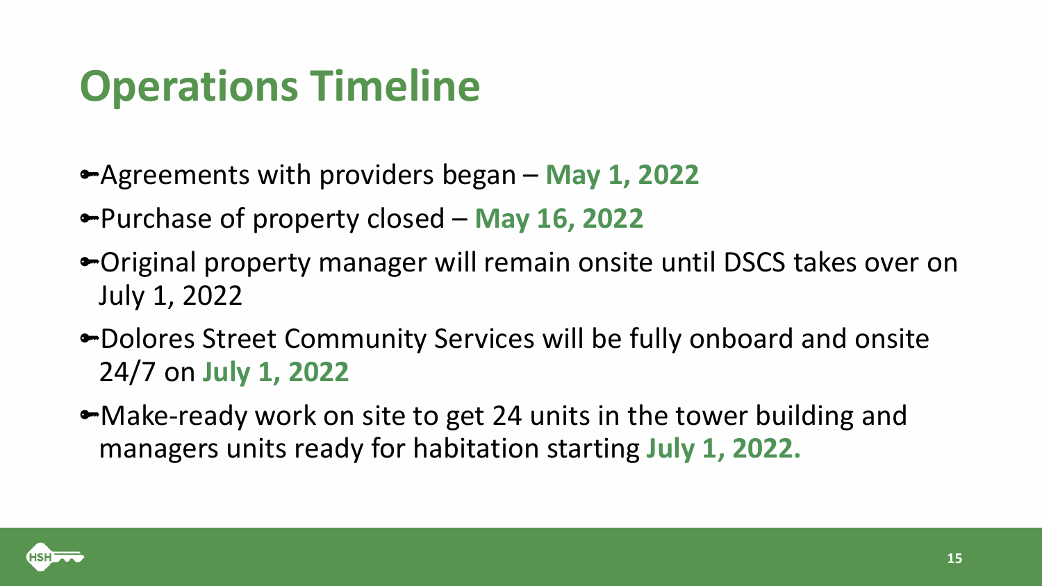# Operations Timeline

- Agreements with providers began – **May 1, 2022**
- Purchase of property closed – **May 16, 2022**
- Original property manager will remain onsite until DSCS takes over on July 1, 2022
- Dolores Street Community Services will be fully onboard and onsite 24/7 on **July 1, 2022**
- Make-ready work on site to get 24 units in the tower building and managers units ready for habitation starting **July 1, 2022.**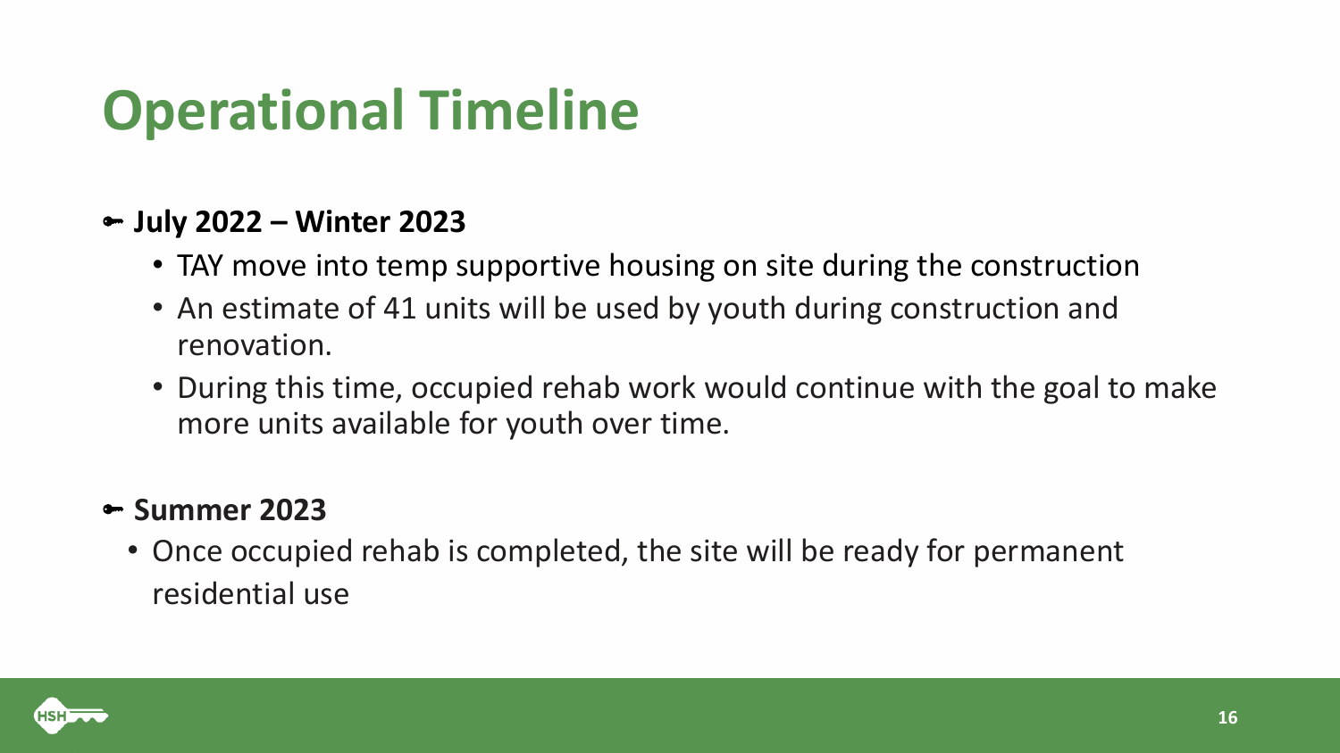# Operational Timeline

- **July 2022 – Winter 2023**
  - TAY move into temp supportive housing on site during the construction
  - An estimate of 41 units will be used by youth during construction and renovation.
  - During this time, occupied rehab work would continue with the goal to make more units available for youth over time.

- **Summer 2023**
  - Once occupied rehab is completed, the site will be ready for permanent residential use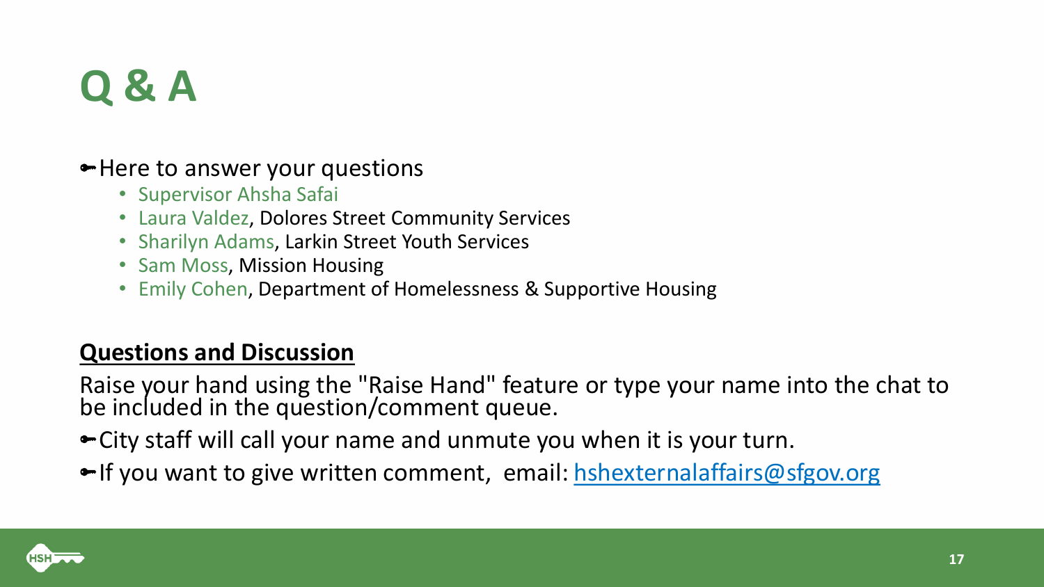# Q & A

- Here to answer your questions
  - Supervisor Ahsha Safai
  - Laura Valdez, Dolores Street Community Services
  - Sharilyn Adams, Larkin Street Youth Services
  - Sam Moss, Mission Housing
  - Emily Cohen, Department of Homelessness & Supportive Housing

## Questions and Discussion

Raise your hand using the "Raise Hand" feature or type your name into the chat to be included in the question/comment queue.

- City staff will call your name and unmute you when it is your turn.
- If you want to give written comment, email: [hshexternalaffairs@sfgov.org](mailto:hshexternalaffairs@sfgov.org)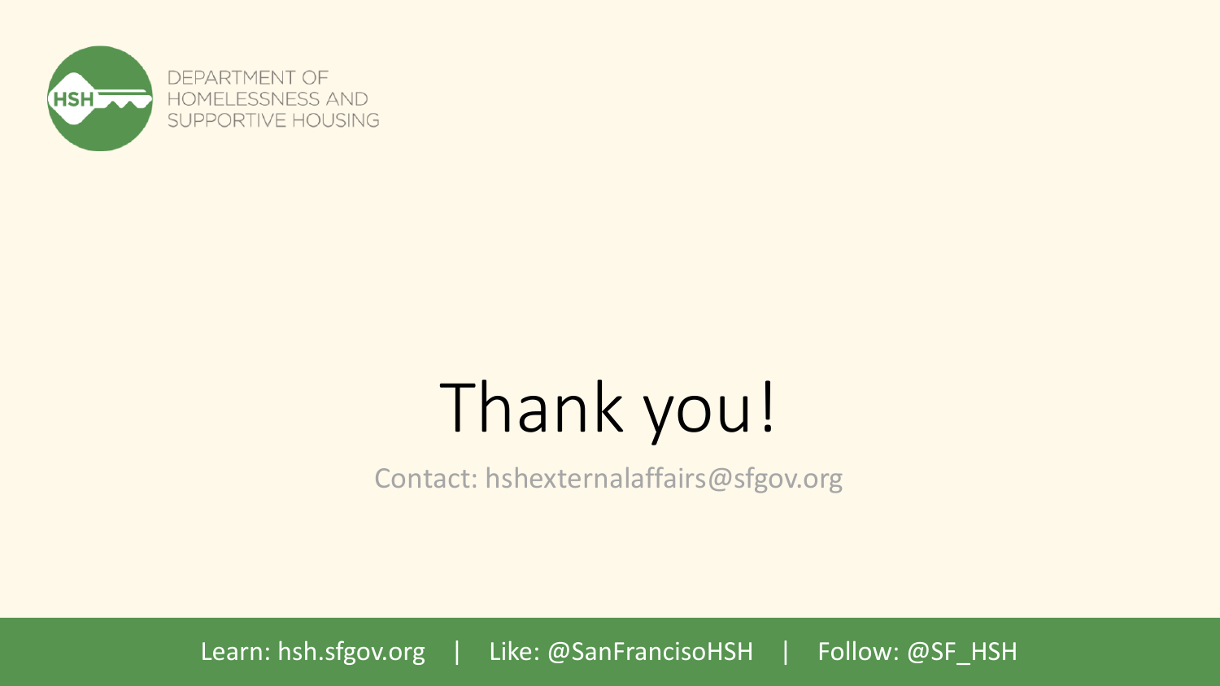DEPARTMENT OF HOMELESSNESS AND SUPPORTIVE HOUSING

# Thank you!

Contact: hshexternalaffairs@sfgov.org

Learn: hsh.sfgov.org | Like: @SanFrancisoHSH | Follow: @SF_HSH